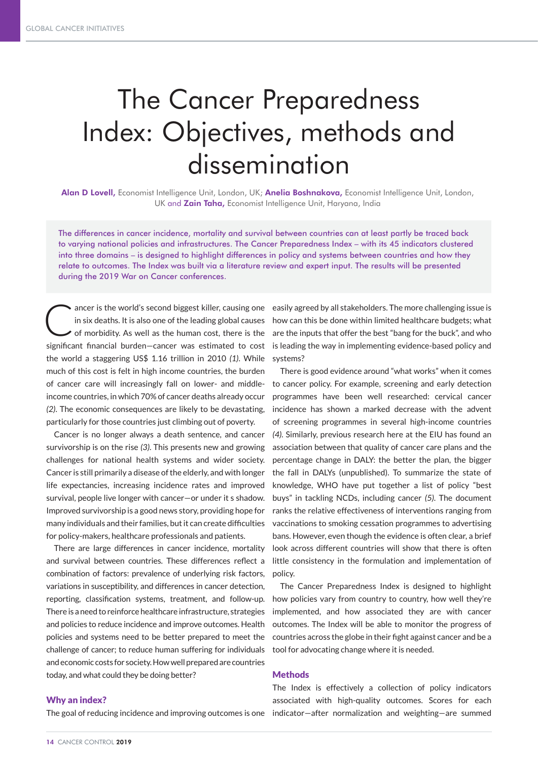# The Cancer Preparedness Index: Objectives, methods and dissemination

**Alan D Lovell,** Economist Intelligence Unit, London, UK; **Anelia Boshnakova,** Economist Intelligence Unit, London, UK and **Zain Taha,** Economist Intelligence Unit, Haryana, India

The differences in cancer incidence, mortality and survival between countries can at least partly be traced back to varying national policies and infrastructures. The Cancer Preparedness Index – with its 45 indicators clustered into three domains – is designed to highlight differences in policy and systems between countries and how they relate to outcomes. The Index was built via a literature review and expert input. The results will be presented during the 2019 War on Cancer conferences.

Cancer is the world's second biggest killer, causing one in six deaths. It is also one of the leading global causes of morbidity. As well as the human cost, there is the significant financial burden—cancer was estimated to cost the world a staggering US$ 1.16 trillion in 2010 *(1)*. While much of this cost is felt in high income countries, the burden of cancer care will increasingly fall on lower- and middle-income countries, in which 70% of cancer deaths already occur *(2)*. The economic consequences are likely to be devastating, particularly for those countries just climbing out of poverty.

Cancer is no longer always a death sentence, and cancer survivorship is on the rise *(3)*. This presents new and growing challenges for national health systems and wider society. Cancer is still primarily a disease of the elderly, and with longer life expectancies, increasing incidence rates and improved survival, people live longer with cancer—or under it s shadow. Improved survivorship is a good news story, providing hope for many individuals and their families, but it can create difficulties for policy-makers, healthcare professionals and patients.

There are large differences in cancer incidence, mortality and survival between countries. These differences reflect a combination of factors: prevalence of underlying risk factors, variations in susceptibility, and differences in cancer detection, reporting, classification systems, treatment, and follow-up. There is a need to reinforce healthcare infrastructure, strategies and policies to reduce incidence and improve outcomes. Health policies and systems need to be better prepared to meet the challenge of cancer; to reduce human suffering for individuals and economic costs for society. How well prepared are countries today, and what could they be doing better?

## Why an index?

The goal of reducing incidence and improving outcomes is one easily agreed by all stakeholders. The more challenging issue is how can this be done within limited healthcare budgets; what are the inputs that offer the best "bang for the buck", and who is leading the way in implementing evidence-based policy and systems?

There is good evidence around "what works" when it comes to cancer policy. For example, screening and early detection programmes have been well researched: cervical cancer incidence has shown a marked decrease with the advent of screening programmes in several high-income countries *(4)*. Similarly, previous research here at the EIU has found an association between that quality of cancer care plans and the percentage change in DALY: the better the plan, the bigger the fall in DALYs (unpublished). To summarize the state of knowledge, WHO have put together a list of policy "best buys" in tackling NCDs, including cancer *(5)*. The document ranks the relative effectiveness of interventions ranging from vaccinations to smoking cessation programmes to advertising bans. However, even though the evidence is often clear, a brief look across different countries will show that there is often little consistency in the formulation and implementation of policy.

The Cancer Preparedness Index is designed to highlight how policies vary from country to country, how well they're implemented, and how associated they are with cancer outcomes. The Index will be able to monitor the progress of countries across the globe in their fight against cancer and be a tool for advocating change where it is needed.

## Methods

The Index is effectively a collection of policy indicators associated with high-quality outcomes. Scores for each indicator—after normalization and weighting—are summed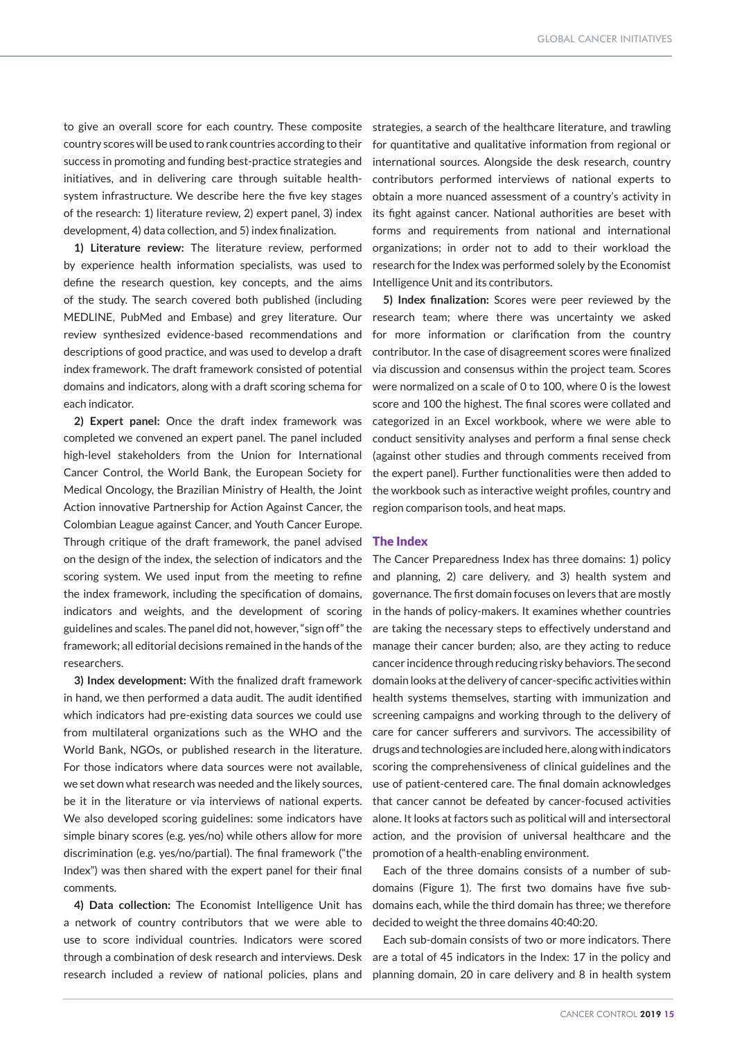to give an overall score for each country. These composite country scores will be used to rank countries according to their success in promoting and funding best-practice strategies and initiatives, and in delivering care through suitable health-system infrastructure. We describe here the five key stages of the research: 1) literature review, 2) expert panel, 3) index development, 4) data collection, and 5) index finalization.

**1) Literature review:** The literature review, performed by experience health information specialists, was used to define the research question, key concepts, and the aims of the study. The search covered both published (including MEDLINE, PubMed and Embase) and grey literature. Our review synthesized evidence-based recommendations and descriptions of good practice, and was used to develop a draft index framework. The draft framework consisted of potential domains and indicators, along with a draft scoring schema for each indicator.

**2) Expert panel:** Once the draft index framework was completed we convened an expert panel. The panel included high-level stakeholders from the Union for International Cancer Control, the World Bank, the European Society for Medical Oncology, the Brazilian Ministry of Health, the Joint Action innovative Partnership for Action Against Cancer, the Colombian League against Cancer, and Youth Cancer Europe. Through critique of the draft framework, the panel advised on the design of the index, the selection of indicators and the scoring system. We used input from the meeting to refine the index framework, including the specification of domains, indicators and weights, and the development of scoring guidelines and scales. The panel did not, however, "sign off" the framework; all editorial decisions remained in the hands of the researchers.

**3) Index development:** With the finalized draft framework in hand, we then performed a data audit. The audit identified which indicators had pre-existing data sources we could use from multilateral organizations such as the WHO and the World Bank, NGOs, or published research in the literature. For those indicators where data sources were not available, we set down what research was needed and the likely sources, be it in the literature or via interviews of national experts. We also developed scoring guidelines: some indicators have simple binary scores (e.g. yes/no) while others allow for more discrimination (e.g. yes/no/partial). The final framework ("the Index") was then shared with the expert panel for their final comments.

**4) Data collection:** The Economist Intelligence Unit has a network of country contributors that we were able to use to score individual countries. Indicators were scored through a combination of desk research and interviews. Desk research included a review of national policies, plans and strategies, a search of the healthcare literature, and trawling for quantitative and qualitative information from regional or international sources. Alongside the desk research, country contributors performed interviews of national experts to obtain a more nuanced assessment of a country's activity in its fight against cancer. National authorities are beset with forms and requirements from national and international organizations; in order not to add to their workload the research for the Index was performed solely by the Economist Intelligence Unit and its contributors.

**5) Index finalization:** Scores were peer reviewed by the research team; where there was uncertainty we asked for more information or clarification from the country contributor. In the case of disagreement scores were finalized via discussion and consensus within the project team. Scores were normalized on a scale of 0 to 100, where 0 is the lowest score and 100 the highest. The final scores were collated and categorized in an Excel workbook, where we were able to conduct sensitivity analyses and perform a final sense check (against other studies and through comments received from the expert panel). Further functionalities were then added to the workbook such as interactive weight profiles, country and region comparison tools, and heat maps.

## The Index

The Cancer Preparedness Index has three domains: 1) policy and planning, 2) care delivery, and 3) health system and governance. The first domain focuses on levers that are mostly in the hands of policy-makers. It examines whether countries are taking the necessary steps to effectively understand and manage their cancer burden; also, are they acting to reduce cancer incidence through reducing risky behaviors. The second domain looks at the delivery of cancer-specific activities within health systems themselves, starting with immunization and screening campaigns and working through to the delivery of care for cancer sufferers and survivors. The accessibility of drugs and technologies are included here, along with indicators scoring the comprehensiveness of clinical guidelines and the use of patient-centered care. The final domain acknowledges that cancer cannot be defeated by cancer-focused activities alone. It looks at factors such as political will and intersectoral action, and the provision of universal healthcare and the promotion of a health-enabling environment.

Each of the three domains consists of a number of sub-domains (Figure 1). The first two domains have five sub-domains each, while the third domain has three; we therefore decided to weight the three domains 40:40:20.

Each sub-domain consists of two or more indicators. There are a total of 45 indicators in the Index: 17 in the policy and planning domain, 20 in care delivery and 8 in health system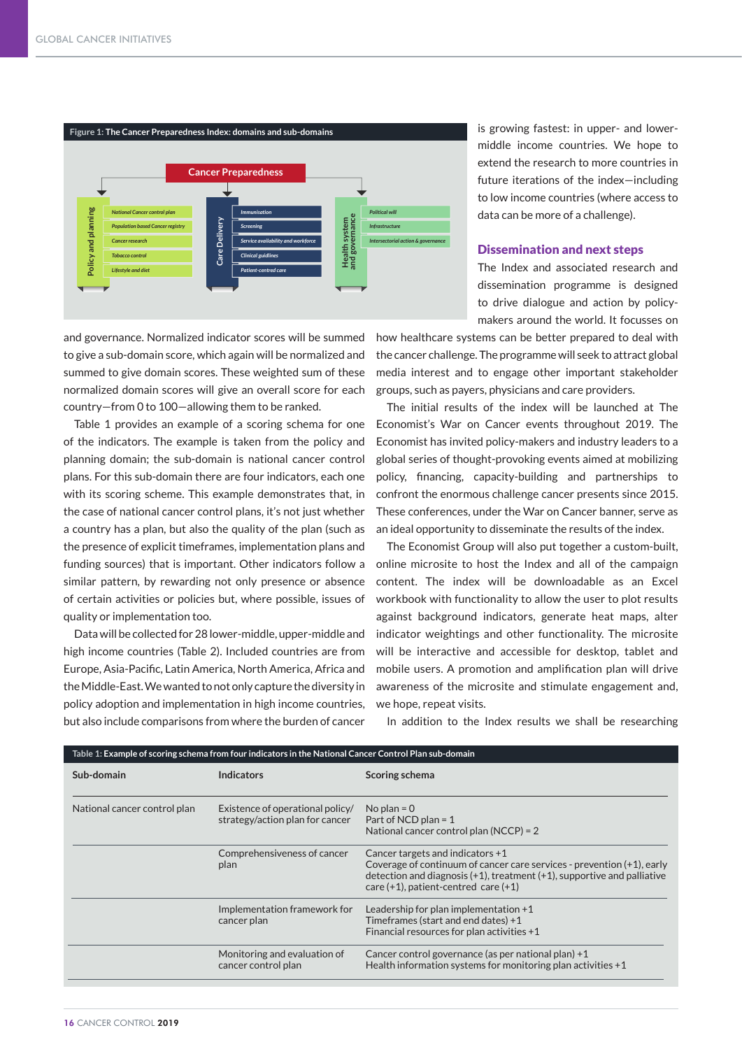Figure 1: The Cancer Preparedness Index: domains and sub-domains

**Cancer Preparedness**

- **Policy and planning**
  - National Cancer control plan
  - Population based Cancer registry
  - Cancer research
  - Tobacco control
  - Lifestyle and diet
- **Care Delivery**
  - Immunisation
  - Screening
  - Service availability and workforce
  - Clinical guidlines
  - Patient-centred care
- **Health system and governance**
  - Political will
  - Infrastructure
  - Intersectorial action & governance

is growing fastest: in upper- and lower-middle income countries. We hope to extend the research to more countries in future iterations of the index—including to low income countries (where access to data can be more of a challenge).

and governance. Normalized indicator scores will be summed to give a sub-domain score, which again will be normalized and summed to give domain scores. These weighted sum of these normalized domain scores will give an overall score for each country—from 0 to 100—allowing them to be ranked.

Table 1 provides an example of a scoring schema for one of the indicators. The example is taken from the policy and planning domain; the sub-domain is national cancer control plans. For this sub-domain there are four indicators, each one with its scoring scheme. This example demonstrates that, in the case of national cancer control plans, it's not just whether a country has a plan, but also the quality of the plan (such as the presence of explicit timeframes, implementation plans and funding sources) that is important. Other indicators follow a similar pattern, by rewarding not only presence or absence of certain activities or policies but, where possible, issues of quality or implementation too.

Data will be collected for 28 lower-middle, upper-middle and high income countries (Table 2). Included countries are from Europe, Asia-Pacific, Latin America, North America, Africa and the Middle-East. We wanted to not only capture the diversity in policy adoption and implementation in high income countries, but also include comparisons from where the burden of cancer

## Dissemination and next steps

The Index and associated research and dissemination programme is designed to drive dialogue and action by policy-makers around the world. It focusses on how healthcare systems can be better prepared to deal with the cancer challenge. The programme will seek to attract global media interest and to engage other important stakeholder groups, such as payers, physicians and care providers.

The initial results of the index will be launched at The Economist's War on Cancer events throughout 2019. The Economist has invited policy-makers and industry leaders to a global series of thought-provoking events aimed at mobilizing policy, financing, capacity-building and partnerships to confront the enormous challenge cancer presents since 2015. These conferences, under the War on Cancer banner, serve as an ideal opportunity to disseminate the results of the index.

The Economist Group will also put together a custom-built, online microsite to host the Index and all of the campaign content. The index will be downloadable as an Excel workbook with functionality to allow the user to plot results against background indicators, generate heat maps, alter indicator weightings and other functionality. The microsite will be interactive and accessible for desktop, tablet and mobile users. A promotion and amplification plan will drive awareness of the microsite and stimulate engagement and, we hope, repeat visits.

In addition to the Index results we shall be researching

Table 1: Example of scoring schema from four indicators in the National Cancer Control Plan sub-domain

| Sub-domain | Indicators | Scoring schema |
|---|---|---|
| National cancer control plan | Existence of operational policy/ strategy/action plan for cancer | No plan = 0<br>Part of NCD plan = 1<br>National cancer control plan (NCCP) = 2 |
| | Comprehensiveness of cancer plan | Cancer targets and indicators +1<br>Coverage of continuum of cancer care services - prevention (+1), early detection and diagnosis (+1), treatment (+1), supportive and palliative care (+1), patient-centred care (+1) |
| | Implementation framework for cancer plan | Leadership for plan implementation +1<br>Timeframes (start and end dates) +1<br>Financial resources for plan activities +1 |
| | Monitoring and evaluation of cancer control plan | Cancer control governance (as per national plan) +1<br>Health information systems for monitoring plan activities +1 |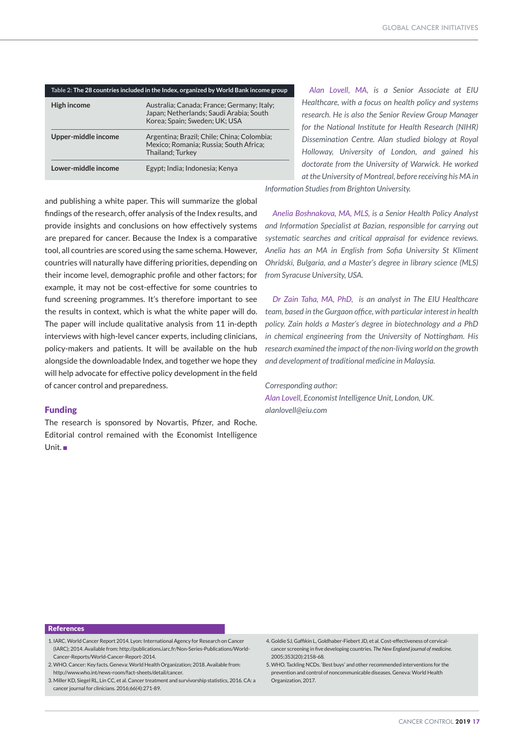Table 2: The 28 countries included in the Index, organized by World Bank income group

| | |
|---|---|
| **High income** | Australia; Canada; France; Germany; Italy; Japan; Netherlands; Saudi Arabia; South Korea; Spain; Sweden; UK; USA |
| **Upper-middle income** | Argentina; Brazil; Chile; China; Colombia; Mexico; Romania; Russia; South Africa; Thailand; Turkey |
| **Lower-middle income** | Egypt; India; Indonesia; Kenya |

and publishing a white paper. This will summarize the global findings of the research, offer analysis of the Index results, and provide insights and conclusions on how effectively systems are prepared for cancer. Because the Index is a comparative tool, all countries are scored using the same schema. However, countries will naturally have differing priorities, depending on their income level, demographic profile and other factors; for example, it may not be cost-effective for some countries to fund screening programmes. It's therefore important to see the results in context, which is what the white paper will do. The paper will include qualitative analysis from 11 in-depth interviews with high-level cancer experts, including clinicians, policy-makers and patients. It will be available on the hub alongside the downloadable Index, and together we hope they will help advocate for effective policy development in the field of cancer control and preparedness.

## Funding

The research is sponsored by Novartis, Pfizer, and Roche. Editorial control remained with the Economist Intelligence Unit. ■

*Alan Lovell, MA, is a Senior Associate at EIU Healthcare, with a focus on health policy and systems research. He is also the Senior Review Group Manager for the National Institute for Health Research (NIHR) Dissemination Centre. Alan studied biology at Royal Holloway, University of London, and gained his doctorate from the University of Warwick. He worked at the University of Montreal, before receiving his MA in Information Studies from Brighton University.*

*Anelia Boshnakova, MA, MLS, is a Senior Health Policy Analyst and Information Specialist at Bazian, responsible for carrying out systematic searches and critical appraisal for evidence reviews. Anelia has an MA in English from Sofia University St Kliment Ohridski, Bulgaria, and a Master's degree in library science (MLS) from Syracuse University, USA.*

*Dr Zain Taha, MA, PhD, is an analyst in The EIU Healthcare team, based in the Gurgaon office, with particular interest in health policy. Zain holds a Master's degree in biotechnology and a PhD in chemical engineering from the University of Nottingham. His research examined the impact of the non-living world on the growth and development of traditional medicine in Malaysia.*

*Corresponding author:*
*Alan Lovell, Economist Intelligence Unit, London, UK.*
*alanlovell@eiu.com*

## References

1. IARC. World Cancer Report 2014. Lyon: International Agency for Research on Cancer (IARC); 2014. Available from: http://publications.iarc.fr/Non-Series-Publications/World-Cancer-Reports/World-Cancer-Report-2014.
2. WHO. Cancer: Key facts. Geneva: World Health Organization; 2018. Available from: http://www.who.int/news-room/fact-sheets/detail/cancer.
3. Miller KD, Siegel RL, Lin CC, et al. Cancer treatment and survivorship statistics, 2016. CA: a cancer journal for clinicians. 2016;66(4):271-89.
4. Goldie SJ, Gaffikin L, Goldhaber-Fiebert JD, et al. Cost-effectiveness of cervical-cancer screening in five developing countries. *The New England journal of medicine.* 2005;353(20):2158-68.
5. WHO. Tackling NCDs. 'Best buys' and other recommended interventions for the prevention and control of noncommunicable diseases. Geneva: World Health Organization, 2017.